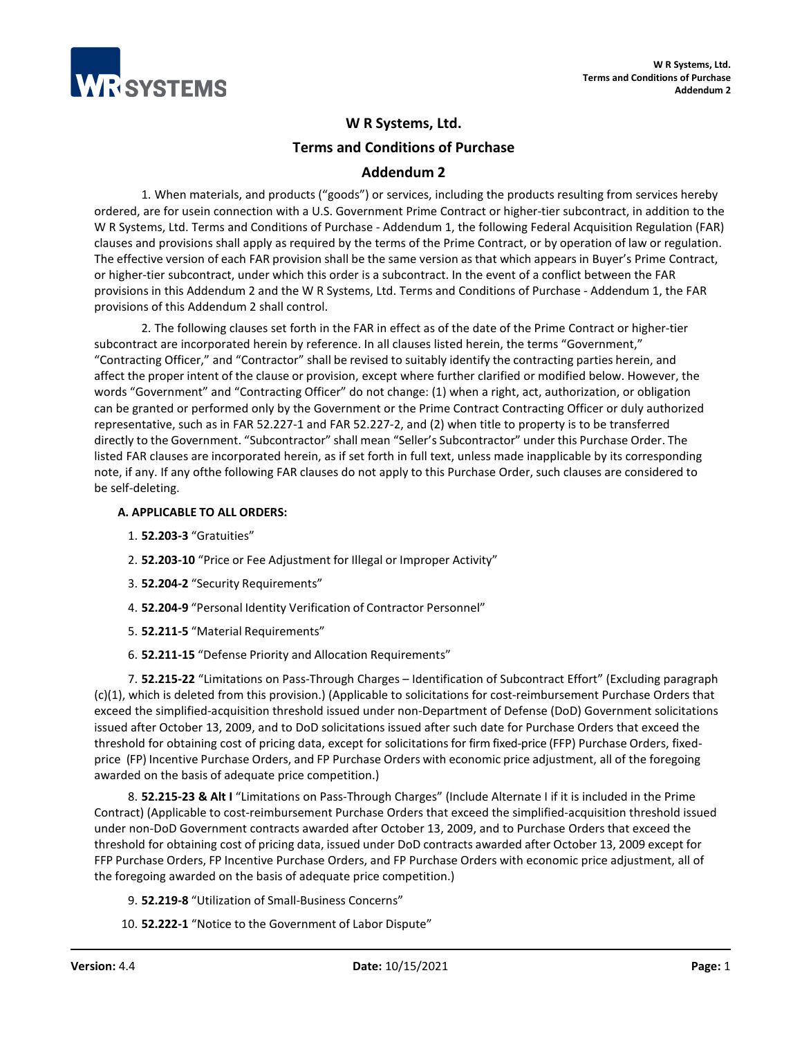# W R Systems, Ltd.

## Terms and Conditions of Purchase

## Addendum 2

1. When materials, and products ("goods") or services, including the products resulting from services hereby ordered, are for usein connection with a U.S. Government Prime Contract or higher-tier subcontract, in addition to the W R Systems, Ltd. Terms and Conditions of Purchase - Addendum 1, the following Federal Acquisition Regulation (FAR) clauses and provisions shall apply as required by the terms of the Prime Contract, or by operation of law or regulation. The effective version of each FAR provision shall be the same version as that which appears in Buyer's Prime Contract, or higher-tier subcontract, under which this order is a subcontract. In the event of a conflict between the FAR provisions in this Addendum 2 and the W R Systems, Ltd. Terms and Conditions of Purchase - Addendum 1, the FAR provisions of this Addendum 2 shall control.

2. The following clauses set forth in the FAR in effect as of the date of the Prime Contract or higher-tier subcontract are incorporated herein by reference. In all clauses listed herein, the terms "Government," "Contracting Officer," and "Contractor" shall be revised to suitably identify the contracting parties herein, and affect the proper intent of the clause or provision, except where further clarified or modified below. However, the words "Government" and "Contracting Officer" do not change: (1) when a right, act, authorization, or obligation can be granted or performed only by the Government or the Prime Contract Contracting Officer or duly authorized representative, such as in FAR 52.227-1 and FAR 52.227-2, and (2) when title to property is to be transferred directly to the Government. "Subcontractor" shall mean "Seller's Subcontractor" under this Purchase Order. The listed FAR clauses are incorporated herein, as if set forth in full text, unless made inapplicable by its corresponding note, if any. If any ofthe following FAR clauses do not apply to this Purchase Order, such clauses are considered to be self-deleting.

**A. APPLICABLE TO ALL ORDERS:**

1. **52.203-3** "Gratuities"
2. **52.203-10** "Price or Fee Adjustment for Illegal or Improper Activity"
3. **52.204-2** "Security Requirements"
4. **52.204-9** "Personal Identity Verification of Contractor Personnel"
5. **52.211-5** "Material Requirements"
6. **52.211-15** "Defense Priority and Allocation Requirements"
7. **52.215-22** "Limitations on Pass-Through Charges – Identification of Subcontract Effort" (Excluding paragraph (c)(1), which is deleted from this provision.) (Applicable to solicitations for cost-reimbursement Purchase Orders that exceed the simplified-acquisition threshold issued under non-Department of Defense (DoD) Government solicitations issued after October 13, 2009, and to DoD solicitations issued after such date for Purchase Orders that exceed the threshold for obtaining cost of pricing data, except for solicitations for firm fixed-price (FFP) Purchase Orders, fixed-price (FP) Incentive Purchase Orders, and FP Purchase Orders with economic price adjustment, all of the foregoing awarded on the basis of adequate price competition.)
8. **52.215-23 & Alt I** "Limitations on Pass-Through Charges" (Include Alternate I if it is included in the Prime Contract) (Applicable to cost-reimbursement Purchase Orders that exceed the simplified-acquisition threshold issued under non-DoD Government contracts awarded after October 13, 2009, and to Purchase Orders that exceed the threshold for obtaining cost of pricing data, issued under DoD contracts awarded after October 13, 2009 except for FFP Purchase Orders, FP Incentive Purchase Orders, and FP Purchase Orders with economic price adjustment, all of the foregoing awarded on the basis of adequate price competition.)
9. **52.219-8** "Utilization of Small-Business Concerns"
10. **52.222-1** "Notice to the Government of Labor Dispute"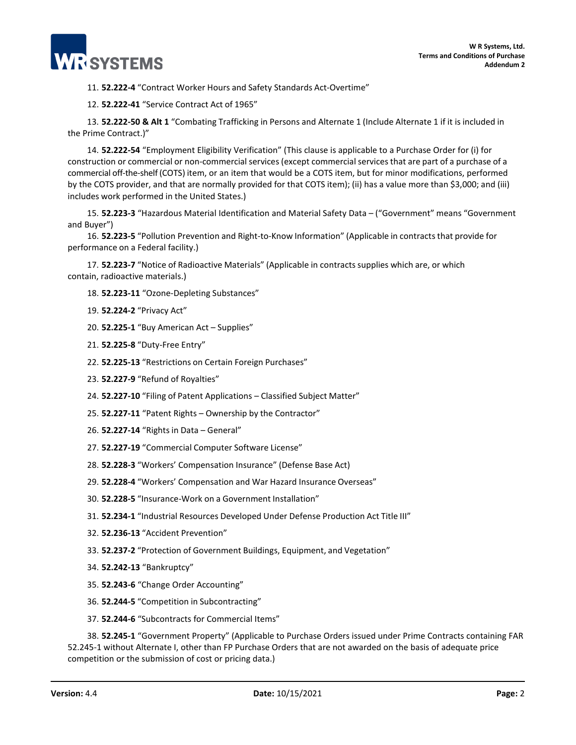11. **52.222-4** “Contract Worker Hours and Safety Standards Act-Overtime”

12. **52.222-41** “Service Contract Act of 1965”

13. **52.222-50 & Alt 1** “Combating Trafficking in Persons and Alternate 1 (Include Alternate 1 if it is included in the Prime Contract.)”

14. **52.222-54** “Employment Eligibility Verification” (This clause is applicable to a Purchase Order for (i) for construction or commercial or non-commercial services (except commercial services that are part of a purchase of a commercial off-the-shelf (COTS) item, or an item that would be a COTS item, but for minor modifications, performed by the COTS provider, and that are normally provided for that COTS item); (ii) has a value more than $3,000; and (iii) includes work performed in the United States.)

15. **52.223-3** “Hazardous Material Identification and Material Safety Data – (“Government” means “Government and Buyer”)

16. **52.223-5** “Pollution Prevention and Right-to-Know Information” (Applicable in contracts that provide for performance on a Federal facility.)

17. **52.223-7** “Notice of Radioactive Materials” (Applicable in contracts supplies which are, or which contain, radioactive materials.)

18. **52.223-11** “Ozone-Depleting Substances”

19. **52.224-2** “Privacy Act”

20. **52.225-1** “Buy American Act – Supplies”

21. **52.225-8** “Duty-Free Entry”

22. **52.225-13** “Restrictions on Certain Foreign Purchases”

23. **52.227-9** “Refund of Royalties”

24. **52.227-10** “Filing of Patent Applications – Classified Subject Matter”

25. **52.227-11** “Patent Rights – Ownership by the Contractor”

26. **52.227-14** “Rights in Data – General”

27. **52.227-19** “Commercial Computer Software License”

28. **52.228-3** “Workers’ Compensation Insurance” (Defense Base Act)

29. **52.228-4** “Workers’ Compensation and War Hazard Insurance Overseas”

30. **52.228-5** “Insurance-Work on a Government Installation”

31. **52.234-1** “Industrial Resources Developed Under Defense Production Act Title III”

32. **52.236-13** “Accident Prevention”

33. **52.237-2** “Protection of Government Buildings, Equipment, and Vegetation”

34. **52.242-13** “Bankruptcy”

35. **52.243-6** “Change Order Accounting”

36. **52.244-5** “Competition in Subcontracting”

37. **52.244-6** “Subcontracts for Commercial Items”

38. **52.245-1** “Government Property” (Applicable to Purchase Orders issued under Prime Contracts containing FAR 52.245-1 without Alternate I, other than FP Purchase Orders that are not awarded on the basis of adequate price competition or the submission of cost or pricing data.)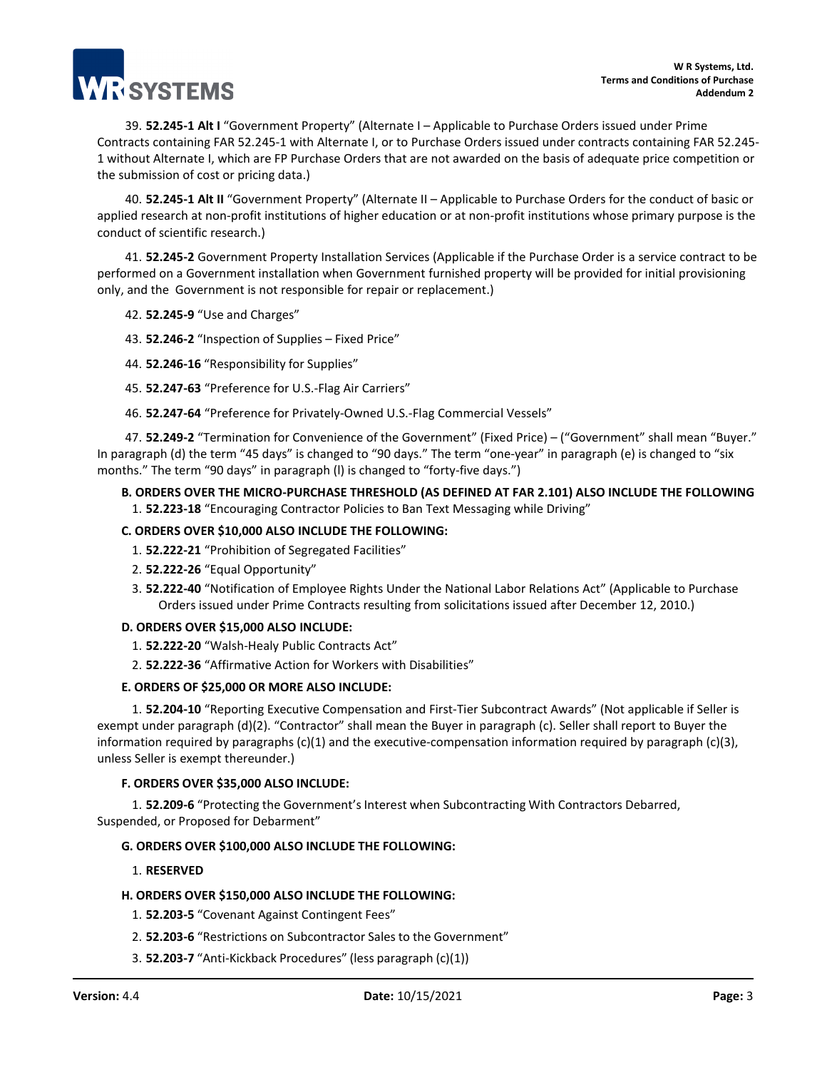39. **52.245-1 Alt I** "Government Property" (Alternate I – Applicable to Purchase Orders issued under Prime Contracts containing FAR 52.245-1 with Alternate I, or to Purchase Orders issued under contracts containing FAR 52.245-1 without Alternate I, which are FP Purchase Orders that are not awarded on the basis of adequate price competition or the submission of cost or pricing data.)

40. **52.245-1 Alt II** "Government Property" (Alternate II – Applicable to Purchase Orders for the conduct of basic or applied research at non-profit institutions of higher education or at non-profit institutions whose primary purpose is the conduct of scientific research.)

41. **52.245-2** Government Property Installation Services (Applicable if the Purchase Order is a service contract to be performed on a Government installation when Government furnished property will be provided for initial provisioning only, and the Government is not responsible for repair or replacement.)

42. **52.245-9** "Use and Charges"

43. **52.246-2** "Inspection of Supplies – Fixed Price"

44. **52.246-16** "Responsibility for Supplies"

45. **52.247-63** "Preference for U.S.-Flag Air Carriers"

46. **52.247-64** "Preference for Privately-Owned U.S.-Flag Commercial Vessels"

47. **52.249-2** "Termination for Convenience of the Government" (Fixed Price) – ("Government" shall mean "Buyer." In paragraph (d) the term "45 days" is changed to "90 days." The term "one-year" in paragraph (e) is changed to "six months." The term "90 days" in paragraph (l) is changed to "forty-five days.")

**B. ORDERS OVER THE MICRO-PURCHASE THRESHOLD (AS DEFINED AT FAR 2.101) ALSO INCLUDE THE FOLLOWING**

1. **52.223-18** "Encouraging Contractor Policies to Ban Text Messaging while Driving"

**C. ORDERS OVER $10,000 ALSO INCLUDE THE FOLLOWING:**

1. **52.222-21** "Prohibition of Segregated Facilities"
2. **52.222-26** "Equal Opportunity"
3. **52.222-40** "Notification of Employee Rights Under the National Labor Relations Act" (Applicable to Purchase Orders issued under Prime Contracts resulting from solicitations issued after December 12, 2010.)

**D. ORDERS OVER $15,000 ALSO INCLUDE:**

1. **52.222-20** "Walsh-Healy Public Contracts Act"
2. **52.222-36** "Affirmative Action for Workers with Disabilities"

**E. ORDERS OF $25,000 OR MORE ALSO INCLUDE:**

1. **52.204-10** "Reporting Executive Compensation and First-Tier Subcontract Awards" (Not applicable if Seller is exempt under paragraph (d)(2). "Contractor" shall mean the Buyer in paragraph (c). Seller shall report to Buyer the information required by paragraphs (c)(1) and the executive-compensation information required by paragraph (c)(3), unless Seller is exempt thereunder.)

**F. ORDERS OVER $35,000 ALSO INCLUDE:**

1. **52.209-6** "Protecting the Government's Interest when Subcontracting With Contractors Debarred, Suspended, or Proposed for Debarment"

**G. ORDERS OVER $100,000 ALSO INCLUDE THE FOLLOWING:**

1. **RESERVED**

**H. ORDERS OVER $150,000 ALSO INCLUDE THE FOLLOWING:**

1. **52.203-5** "Covenant Against Contingent Fees"
2. **52.203-6** "Restrictions on Subcontractor Sales to the Government"
3. **52.203-7** "Anti-Kickback Procedures" (less paragraph (c)(1))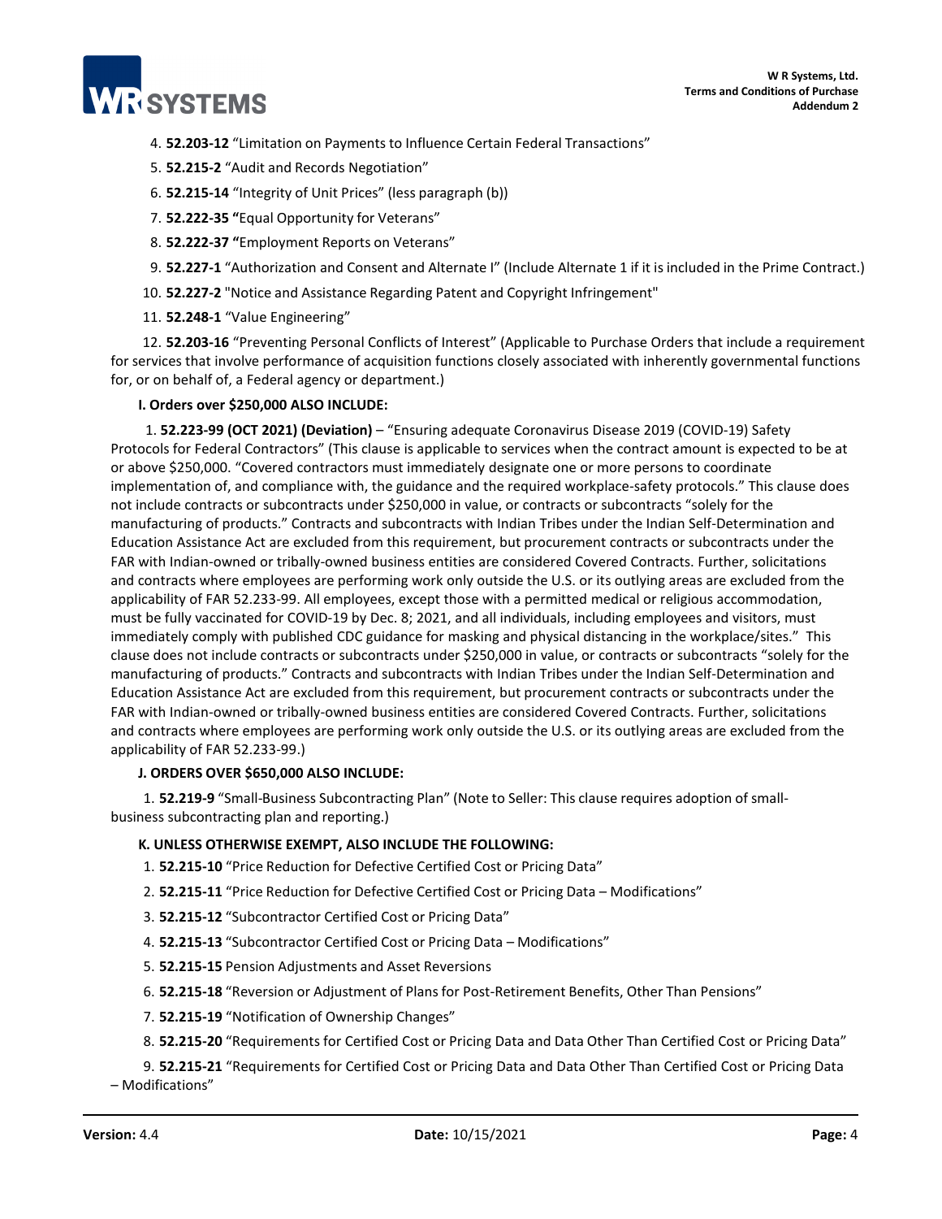4. **52.203-12** "Limitation on Payments to Influence Certain Federal Transactions"
5. **52.215-2** "Audit and Records Negotiation"
6. **52.215-14** "Integrity of Unit Prices" (less paragraph (b))
7. **52.222-35 "**Equal Opportunity for Veterans"
8. **52.222-37 "**Employment Reports on Veterans"
9. **52.227-1** "Authorization and Consent and Alternate I" (Include Alternate 1 if it is included in the Prime Contract.)
10. **52.227-2** "Notice and Assistance Regarding Patent and Copyright Infringement"
11. **52.248-1** "Value Engineering"
12. **52.203-16** "Preventing Personal Conflicts of Interest" (Applicable to Purchase Orders that include a requirement for services that involve performance of acquisition functions closely associated with inherently governmental functions for, or on behalf of, a Federal agency or department.)

**I. Orders over $250,000 ALSO INCLUDE:**

1. **52.223-99 (OCT 2021) (Deviation)** – "Ensuring adequate Coronavirus Disease 2019 (COVID-19) Safety Protocols for Federal Contractors" (This clause is applicable to services when the contract amount is expected to be at or above $250,000. "Covered contractors must immediately designate one or more persons to coordinate implementation of, and compliance with, the guidance and the required workplace-safety protocols." This clause does not include contracts or subcontracts under $250,000 in value, or contracts or subcontracts "solely for the manufacturing of products." Contracts and subcontracts with Indian Tribes under the Indian Self-Determination and Education Assistance Act are excluded from this requirement, but procurement contracts or subcontracts under the FAR with Indian-owned or tribally-owned business entities are considered Covered Contracts. Further, solicitations and contracts where employees are performing work only outside the U.S. or its outlying areas are excluded from the applicability of FAR 52.233-99. All employees, except those with a permitted medical or religious accommodation, must be fully vaccinated for COVID-19 by Dec. 8; 2021, and all individuals, including employees and visitors, must immediately comply with published CDC guidance for masking and physical distancing in the workplace/sites." This clause does not include contracts or subcontracts under $250,000 in value, or contracts or subcontracts "solely for the manufacturing of products." Contracts and subcontracts with Indian Tribes under the Indian Self-Determination and Education Assistance Act are excluded from this requirement, but procurement contracts or subcontracts under the FAR with Indian-owned or tribally-owned business entities are considered Covered Contracts. Further, solicitations and contracts where employees are performing work only outside the U.S. or its outlying areas are excluded from the applicability of FAR 52.233-99.)

**J. ORDERS OVER $650,000 ALSO INCLUDE:**

1. **52.219-9** "Small-Business Subcontracting Plan" (Note to Seller: This clause requires adoption of small-business subcontracting plan and reporting.)

**K. UNLESS OTHERWISE EXEMPT, ALSO INCLUDE THE FOLLOWING:**

1. **52.215-10** "Price Reduction for Defective Certified Cost or Pricing Data"
2. **52.215-11** "Price Reduction for Defective Certified Cost or Pricing Data – Modifications"
3. **52.215-12** "Subcontractor Certified Cost or Pricing Data"
4. **52.215-13** "Subcontractor Certified Cost or Pricing Data – Modifications"
5. **52.215-15** Pension Adjustments and Asset Reversions
6. **52.215-18** "Reversion or Adjustment of Plans for Post-Retirement Benefits, Other Than Pensions"
7. **52.215-19** "Notification of Ownership Changes"
8. **52.215-20** "Requirements for Certified Cost or Pricing Data and Data Other Than Certified Cost or Pricing Data"
9. **52.215-21** "Requirements for Certified Cost or Pricing Data and Data Other Than Certified Cost or Pricing Data – Modifications"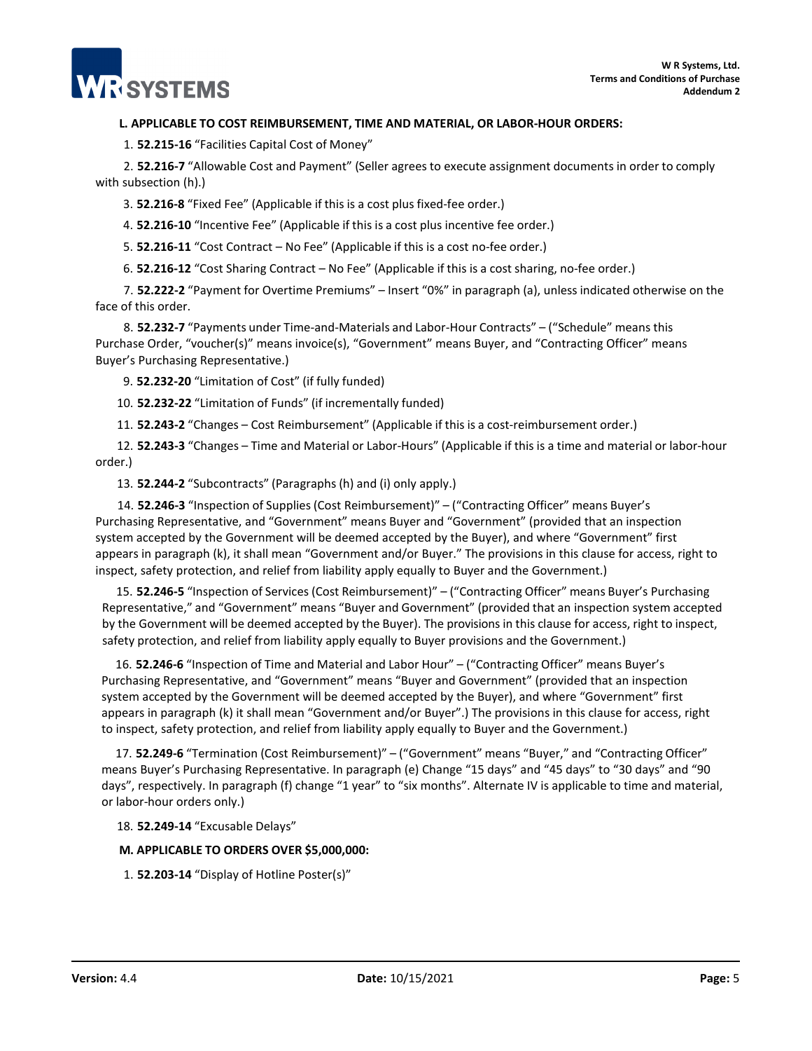**L. APPLICABLE TO COST REIMBURSEMENT, TIME AND MATERIAL, OR LABOR-HOUR ORDERS:**

1. **52.215-16** "Facilities Capital Cost of Money"

2. **52.216-7** "Allowable Cost and Payment" (Seller agrees to execute assignment documents in order to comply with subsection (h).)

3. **52.216-8** "Fixed Fee" (Applicable if this is a cost plus fixed-fee order.)

4. **52.216-10** "Incentive Fee" (Applicable if this is a cost plus incentive fee order.)

5. **52.216-11** "Cost Contract – No Fee" (Applicable if this is a cost no-fee order.)

6. **52.216-12** "Cost Sharing Contract – No Fee" (Applicable if this is a cost sharing, no-fee order.)

7. **52.222-2** "Payment for Overtime Premiums" – Insert "0%" in paragraph (a), unless indicated otherwise on the face of this order.

8. **52.232-7** "Payments under Time-and-Materials and Labor-Hour Contracts" – ("Schedule" means this Purchase Order, "voucher(s)" means invoice(s), "Government" means Buyer, and "Contracting Officer" means Buyer's Purchasing Representative.)

9. **52.232-20** "Limitation of Cost" (if fully funded)

10. **52.232-22** "Limitation of Funds" (if incrementally funded)

11. **52.243-2** "Changes – Cost Reimbursement" (Applicable if this is a cost-reimbursement order.)

12. **52.243-3** "Changes – Time and Material or Labor-Hours" (Applicable if this is a time and material or labor-hour order.)

13. **52.244-2** "Subcontracts" (Paragraphs (h) and (i) only apply.)

14. **52.246-3** "Inspection of Supplies (Cost Reimbursement)" – ("Contracting Officer" means Buyer's Purchasing Representative, and "Government" means Buyer and "Government" (provided that an inspection system accepted by the Government will be deemed accepted by the Buyer), and where "Government" first appears in paragraph (k), it shall mean "Government and/or Buyer." The provisions in this clause for access, right to inspect, safety protection, and relief from liability apply equally to Buyer and the Government.)

15. **52.246-5** "Inspection of Services (Cost Reimbursement)" – ("Contracting Officer" means Buyer's Purchasing Representative," and "Government" means "Buyer and Government" (provided that an inspection system accepted by the Government will be deemed accepted by the Buyer). The provisions in this clause for access, right to inspect, safety protection, and relief from liability apply equally to Buyer provisions and the Government.)

16. **52.246-6** "Inspection of Time and Material and Labor Hour" – ("Contracting Officer" means Buyer's Purchasing Representative, and "Government" means "Buyer and Government" (provided that an inspection system accepted by the Government will be deemed accepted by the Buyer), and where "Government" first appears in paragraph (k) it shall mean "Government and/or Buyer".) The provisions in this clause for access, right to inspect, safety protection, and relief from liability apply equally to Buyer and the Government.)

17. **52.249-6** "Termination (Cost Reimbursement)" – ("Government" means "Buyer," and "Contracting Officer" means Buyer's Purchasing Representative. In paragraph (e) Change "15 days" and "45 days" to "30 days" and "90 days", respectively. In paragraph (f) change "1 year" to "six months". Alternate IV is applicable to time and material, or labor-hour orders only.)

18. **52.249-14** "Excusable Delays"

**M. APPLICABLE TO ORDERS OVER $5,000,000:**

1. **52.203-14** "Display of Hotline Poster(s)"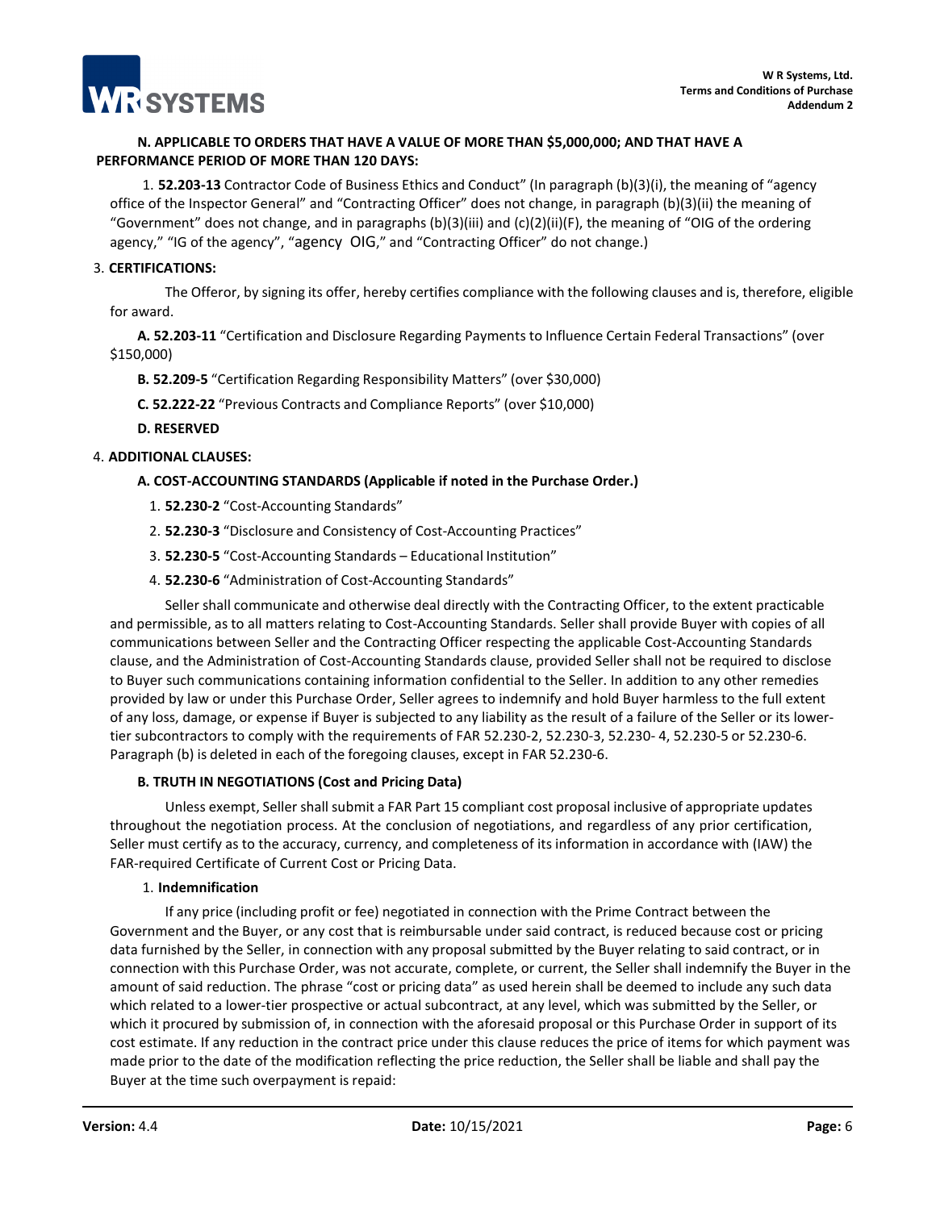**N. APPLICABLE TO ORDERS THAT HAVE A VALUE OF MORE THAN $5,000,000; AND THAT HAVE A PERFORMANCE PERIOD OF MORE THAN 120 DAYS:**

1. **52.203-13** Contractor Code of Business Ethics and Conduct" (In paragraph (b)(3)(i), the meaning of "agency office of the Inspector General" and "Contracting Officer" does not change, in paragraph (b)(3)(ii) the meaning of "Government" does not change, and in paragraphs (b)(3)(iii) and (c)(2)(ii)(F), the meaning of "OIG of the ordering agency," "IG of the agency", "agency OIG," and "Contracting Officer" do not change.)

3. **CERTIFICATIONS:**

The Offeror, by signing its offer, hereby certifies compliance with the following clauses and is, therefore, eligible for award.

**A. 52.203-11** "Certification and Disclosure Regarding Payments to Influence Certain Federal Transactions" (over $150,000)

**B. 52.209-5** "Certification Regarding Responsibility Matters" (over $30,000)

**C. 52.222-22** "Previous Contracts and Compliance Reports" (over $10,000)

**D. RESERVED**

4. **ADDITIONAL CLAUSES:**

**A. COST-ACCOUNTING STANDARDS (Applicable if noted in the Purchase Order.)**

1. **52.230-2** "Cost-Accounting Standards"
2. **52.230-3** "Disclosure and Consistency of Cost-Accounting Practices"
3. **52.230-5** "Cost-Accounting Standards – Educational Institution"
4. **52.230-6** "Administration of Cost-Accounting Standards"

Seller shall communicate and otherwise deal directly with the Contracting Officer, to the extent practicable and permissible, as to all matters relating to Cost-Accounting Standards. Seller shall provide Buyer with copies of all communications between Seller and the Contracting Officer respecting the applicable Cost-Accounting Standards clause, and the Administration of Cost-Accounting Standards clause, provided Seller shall not be required to disclose to Buyer such communications containing information confidential to the Seller. In addition to any other remedies provided by law or under this Purchase Order, Seller agrees to indemnify and hold Buyer harmless to the full extent of any loss, damage, or expense if Buyer is subjected to any liability as the result of a failure of the Seller or its lower-tier subcontractors to comply with the requirements of FAR 52.230-2, 52.230-3, 52.230- 4, 52.230-5 or 52.230-6. Paragraph (b) is deleted in each of the foregoing clauses, except in FAR 52.230-6.

**B. TRUTH IN NEGOTIATIONS (Cost and Pricing Data)**

Unless exempt, Seller shall submit a FAR Part 15 compliant cost proposal inclusive of appropriate updates throughout the negotiation process. At the conclusion of negotiations, and regardless of any prior certification, Seller must certify as to the accuracy, currency, and completeness of its information in accordance with (IAW) the FAR-required Certificate of Current Cost or Pricing Data.

1. **Indemnification**

If any price (including profit or fee) negotiated in connection with the Prime Contract between the Government and the Buyer, or any cost that is reimbursable under said contract, is reduced because cost or pricing data furnished by the Seller, in connection with any proposal submitted by the Buyer relating to said contract, or in connection with this Purchase Order, was not accurate, complete, or current, the Seller shall indemnify the Buyer in the amount of said reduction. The phrase "cost or pricing data" as used herein shall be deemed to include any such data which related to a lower-tier prospective or actual subcontract, at any level, which was submitted by the Seller, or which it procured by submission of, in connection with the aforesaid proposal or this Purchase Order in support of its cost estimate. If any reduction in the contract price under this clause reduces the price of items for which payment was made prior to the date of the modification reflecting the price reduction, the Seller shall be liable and shall pay the Buyer at the time such overpayment is repaid: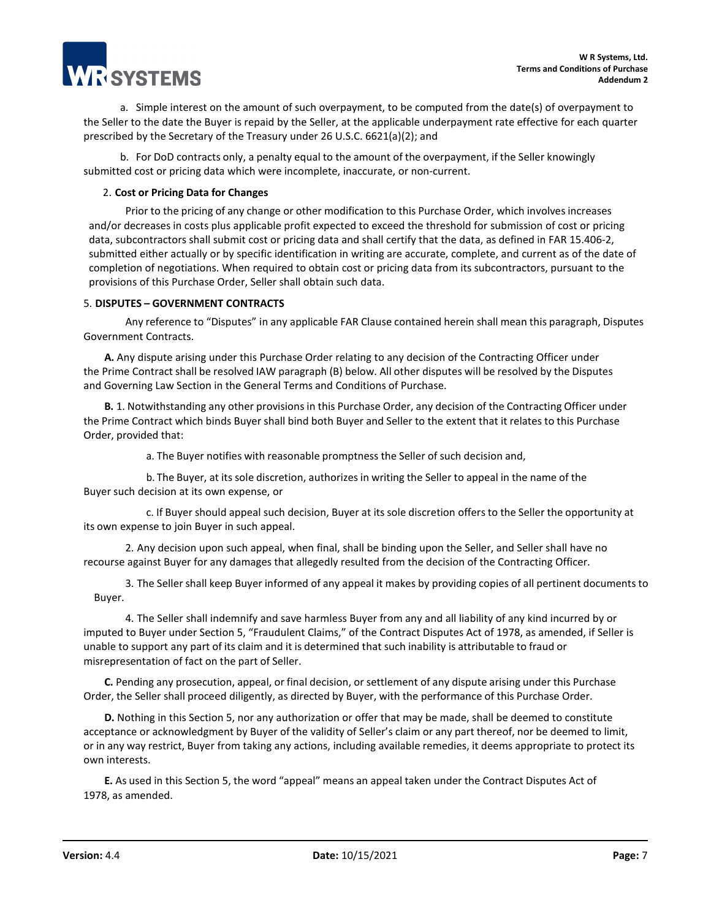a. Simple interest on the amount of such overpayment, to be computed from the date(s) of overpayment to the Seller to the date the Buyer is repaid by the Seller, at the applicable underpayment rate effective for each quarter prescribed by the Secretary of the Treasury under 26 U.S.C. 6621(a)(2); and

b. For DoD contracts only, a penalty equal to the amount of the overpayment, if the Seller knowingly submitted cost or pricing data which were incomplete, inaccurate, or non-current.

2. **Cost or Pricing Data for Changes**

Prior to the pricing of any change or other modification to this Purchase Order, which involves increases and/or decreases in costs plus applicable profit expected to exceed the threshold for submission of cost or pricing data, subcontractors shall submit cost or pricing data and shall certify that the data, as defined in FAR 15.406-2, submitted either actually or by specific identification in writing are accurate, complete, and current as of the date of completion of negotiations. When required to obtain cost or pricing data from its subcontractors, pursuant to the provisions of this Purchase Order, Seller shall obtain such data.

5. **DISPUTES – GOVERNMENT CONTRACTS**

Any reference to "Disputes" in any applicable FAR Clause contained herein shall mean this paragraph, Disputes Government Contracts.

**A.** Any dispute arising under this Purchase Order relating to any decision of the Contracting Officer under the Prime Contract shall be resolved IAW paragraph (B) below. All other disputes will be resolved by the Disputes and Governing Law Section in the General Terms and Conditions of Purchase.

**B.** 1. Notwithstanding any other provisions in this Purchase Order, any decision of the Contracting Officer under the Prime Contract which binds Buyer shall bind both Buyer and Seller to the extent that it relates to this Purchase Order, provided that:

a. The Buyer notifies with reasonable promptness the Seller of such decision and,

b. The Buyer, at its sole discretion, authorizes in writing the Seller to appeal in the name of the Buyer such decision at its own expense, or

c. If Buyer should appeal such decision, Buyer at its sole discretion offers to the Seller the opportunity at its own expense to join Buyer in such appeal.

2. Any decision upon such appeal, when final, shall be binding upon the Seller, and Seller shall have no recourse against Buyer for any damages that allegedly resulted from the decision of the Contracting Officer.

3. The Seller shall keep Buyer informed of any appeal it makes by providing copies of all pertinent documents to Buyer.

4. The Seller shall indemnify and save harmless Buyer from any and all liability of any kind incurred by or imputed to Buyer under Section 5, "Fraudulent Claims," of the Contract Disputes Act of 1978, as amended, if Seller is unable to support any part of its claim and it is determined that such inability is attributable to fraud or misrepresentation of fact on the part of Seller.

**C.** Pending any prosecution, appeal, or final decision, or settlement of any dispute arising under this Purchase Order, the Seller shall proceed diligently, as directed by Buyer, with the performance of this Purchase Order.

**D.** Nothing in this Section 5, nor any authorization or offer that may be made, shall be deemed to constitute acceptance or acknowledgment by Buyer of the validity of Seller's claim or any part thereof, nor be deemed to limit, or in any way restrict, Buyer from taking any actions, including available remedies, it deems appropriate to protect its own interests.

**E.** As used in this Section 5, the word "appeal" means an appeal taken under the Contract Disputes Act of 1978, as amended.